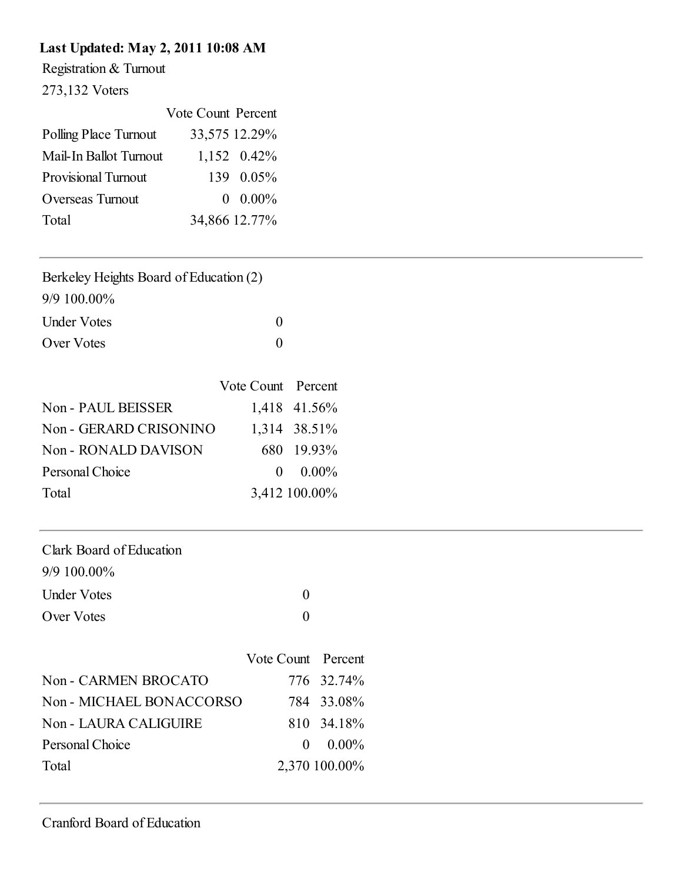**Last Updated: May 2, 2011 10:08 AM**

Registration & Turnout

273,132 Voters

| | Vote Count | Percent |
|---|---|---|
| Polling Place Turnout | 33,575 | 12.29% |
| Mail-In Ballot Turnout | 1,152 | 0.42% |
| Provisional Turnout | 139 | 0.05% |
| Overseas Turnout | 0 | 0.00% |
| Total | 34,866 | 12.77% |

---

Berkeley Heights Board of Education (2)

9/9 100.00%

| | |
|---|---|
| Under Votes | 0 |
| Over Votes | 0 |

| | Vote Count | Percent |
|---|---|---|
| Non - PAUL BEISSER | 1,418 | 41.56% |
| Non - GERARD CRISONINO | 1,314 | 38.51% |
| Non - RONALD DAVISON | 680 | 19.93% |
| Personal Choice | 0 | 0.00% |
| Total | 3,412 | 100.00% |

---

Clark Board of Education

9/9 100.00%

| | |
|---|---|
| Under Votes | 0 |
| Over Votes | 0 |

| | Vote Count | Percent |
|---|---|---|
| Non - CARMEN BROCATO | 776 | 32.74% |
| Non - MICHAEL BONACCORSO | 784 | 33.08% |
| Non - LAURA CALIGUIRE | 810 | 34.18% |
| Personal Choice | 0 | 0.00% |
| Total | 2,370 | 100.00% |

---

Cranford Board of Education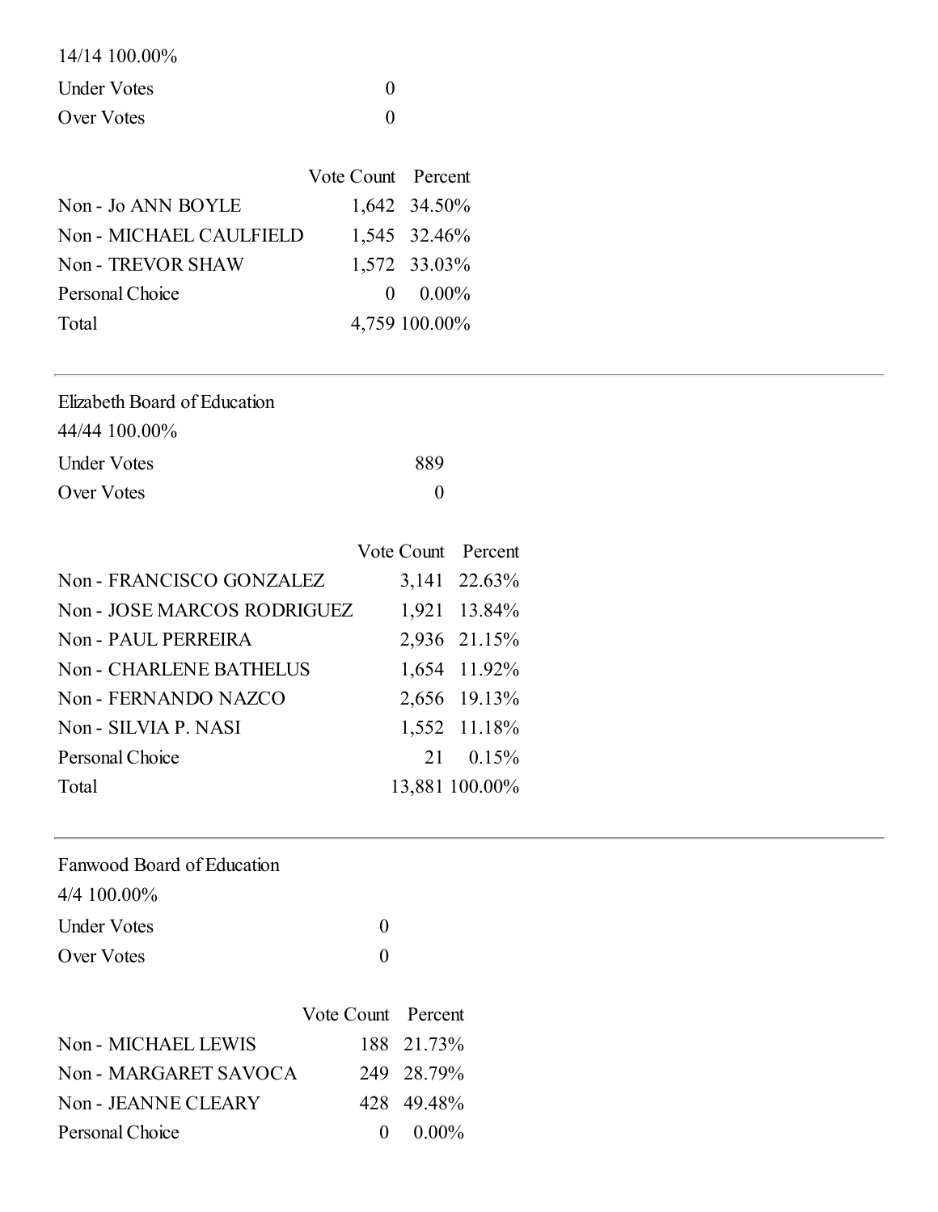14/14 100.00%

| | |
|---|---|
| Under Votes | 0 |
| Over Votes | 0 |

| | Vote Count | Percent |
|---|---|---|
| Non - Jo ANN BOYLE | 1,642 | 34.50% |
| Non - MICHAEL CAULFIELD | 1,545 | 32.46% |
| Non - TREVOR SHAW | 1,572 | 33.03% |
| Personal Choice | 0 | 0.00% |
| Total | 4,759 | 100.00% |

---

Elizabeth Board of Education

44/44 100.00%

| | |
|---|---|
| Under Votes | 889 |
| Over Votes | 0 |

| | Vote Count | Percent |
|---|---|---|
| Non - FRANCISCO GONZALEZ | 3,141 | 22.63% |
| Non - JOSE MARCOS RODRIGUEZ | 1,921 | 13.84% |
| Non - PAUL PERREIRA | 2,936 | 21.15% |
| Non - CHARLENE BATHELUS | 1,654 | 11.92% |
| Non - FERNANDO NAZCO | 2,656 | 19.13% |
| Non - SILVIA P. NASI | 1,552 | 11.18% |
| Personal Choice | 21 | 0.15% |
| Total | 13,881 | 100.00% |

---

Fanwood Board of Education

4/4 100.00%

| | |
|---|---|
| Under Votes | 0 |
| Over Votes | 0 |

| | Vote Count | Percent |
|---|---|---|
| Non - MICHAEL LEWIS | 188 | 21.73% |
| Non - MARGARET SAVOCA | 249 | 28.79% |
| Non - JEANNE CLEARY | 428 | 49.48% |
| Personal Choice | 0 | 0.00% |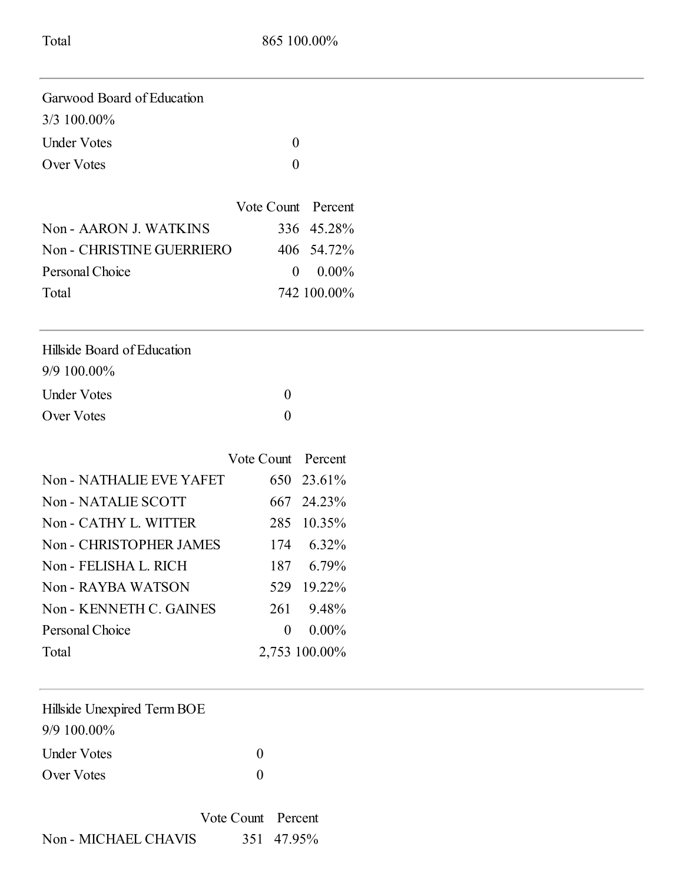| Total | 865 | 100.00% |
|---|---|---|

---

Garwood Board of Education

3/3 100.00%

| Under Votes | 0 |
|---|---|
| Over Votes | 0 |

| | Vote Count | Percent |
|---|---|---|
| Non - AARON J. WATKINS | 336 | 45.28% |
| Non - CHRISTINE GUERRIERO | 406 | 54.72% |
| Personal Choice | 0 | 0.00% |
| Total | 742 | 100.00% |

---

Hillside Board of Education

9/9 100.00%

| Under Votes | 0 |
|---|---|
| Over Votes | 0 |

| | Vote Count | Percent |
|---|---|---|
| Non - NATHALIE EVE YAFET | 650 | 23.61% |
| Non - NATALIE SCOTT | 667 | 24.23% |
| Non - CATHY L. WITTER | 285 | 10.35% |
| Non - CHRISTOPHER JAMES | 174 | 6.32% |
| Non - FELISHA L. RICH | 187 | 6.79% |
| Non - RAYBA WATSON | 529 | 19.22% |
| Non - KENNETH C. GAINES | 261 | 9.48% |
| Personal Choice | 0 | 0.00% |
| Total | 2,753 | 100.00% |

---

Hillside Unexpired Term BOE

9/9 100.00%

| Under Votes | 0 |
|---|---|
| Over Votes | 0 |

| | Vote Count | Percent |
|---|---|---|
| Non - MICHAEL CHAVIS | 351 | 47.95% |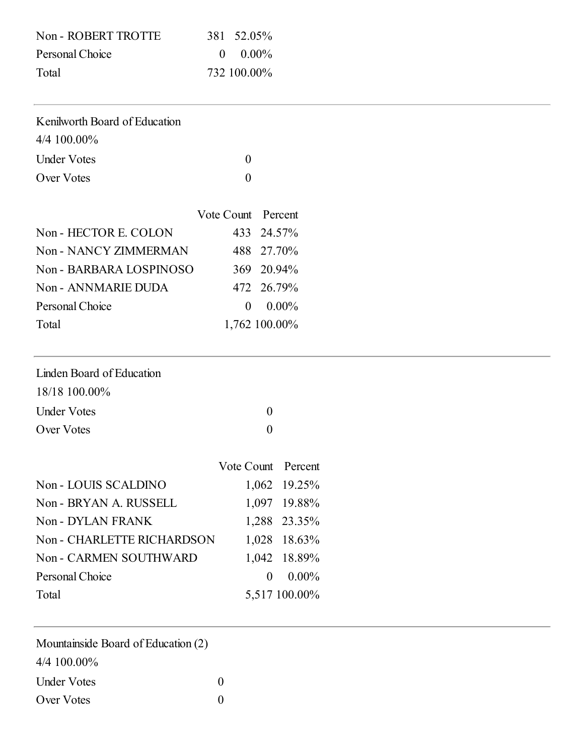| | | |
|---|---|---|
| Non - ROBERT TROTTE | 381 | 52.05% |
| Personal Choice | 0 | 0.00% |
| Total | 732 | 100.00% |

---

Kenilworth Board of Education

4/4 100.00%

| | |
|---|---|
| Under Votes | 0 |
| Over Votes | 0 |

| | Vote Count | Percent |
|---|---|---|
| Non - HECTOR E. COLON | 433 | 24.57% |
| Non - NANCY ZIMMERMAN | 488 | 27.70% |
| Non - BARBARA LOSPINOSO | 369 | 20.94% |
| Non - ANNMARIE DUDA | 472 | 26.79% |
| Personal Choice | 0 | 0.00% |
| Total | 1,762 | 100.00% |

---

Linden Board of Education

18/18 100.00%

| | |
|---|---|
| Under Votes | 0 |
| Over Votes | 0 |

| | Vote Count | Percent |
|---|---|---|
| Non - LOUIS SCALDINO | 1,062 | 19.25% |
| Non - BRYAN A. RUSSELL | 1,097 | 19.88% |
| Non - DYLAN FRANK | 1,288 | 23.35% |
| Non - CHARLETTE RICHARDSON | 1,028 | 18.63% |
| Non - CARMEN SOUTHWARD | 1,042 | 18.89% |
| Personal Choice | 0 | 0.00% |
| Total | 5,517 | 100.00% |

---

Mountainside Board of Education (2)

4/4 100.00%

| | |
|---|---|
| Under Votes | 0 |
| Over Votes | 0 |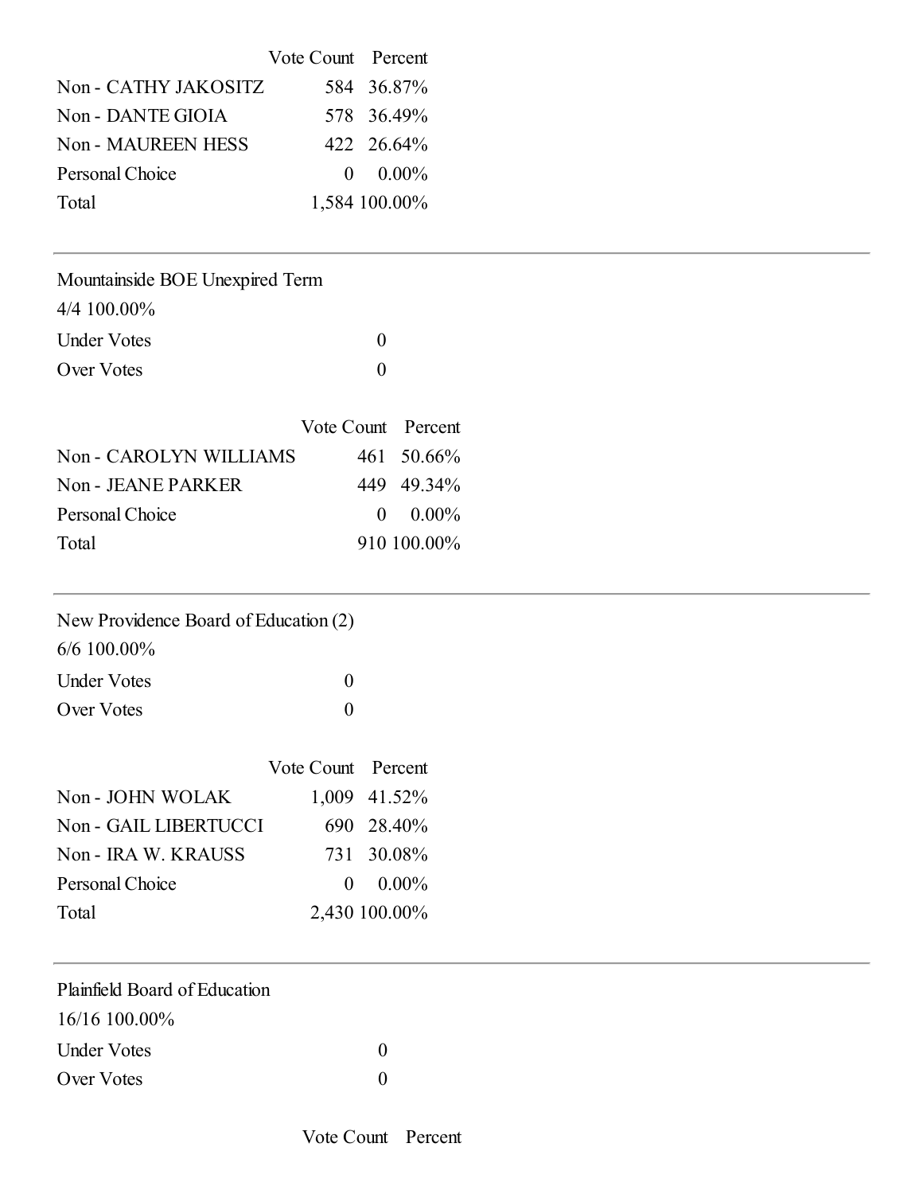| | Vote Count | Percent |
|---|---|---|
| Non - CATHY JAKOSITZ | 584 | 36.87% |
| Non - DANTE GIOIA | 578 | 36.49% |
| Non - MAUREEN HESS | 422 | 26.64% |
| Personal Choice | 0 | 0.00% |
| Total | 1,584 | 100.00% |

---

Mountainside BOE Unexpired Term

4/4 100.00%

| | |
|---|---|
| Under Votes | 0 |
| Over Votes | 0 |

| | Vote Count | Percent |
|---|---|---|
| Non - CAROLYN WILLIAMS | 461 | 50.66% |
| Non - JEANE PARKER | 449 | 49.34% |
| Personal Choice | 0 | 0.00% |
| Total | 910 | 100.00% |

---

New Providence Board of Education (2)

6/6 100.00%

| | |
|---|---|
| Under Votes | 0 |
| Over Votes | 0 |

| | Vote Count | Percent |
|---|---|---|
| Non - JOHN WOLAK | 1,009 | 41.52% |
| Non - GAIL LIBERTUCCI | 690 | 28.40% |
| Non - IRA W. KRAUSS | 731 | 30.08% |
| Personal Choice | 0 | 0.00% |
| Total | 2,430 | 100.00% |

---

Plainfield Board of Education

16/16 100.00%

| | |
|---|---|
| Under Votes | 0 |
| Over Votes | 0 |

| | Vote Count | Percent |
|---|---|---|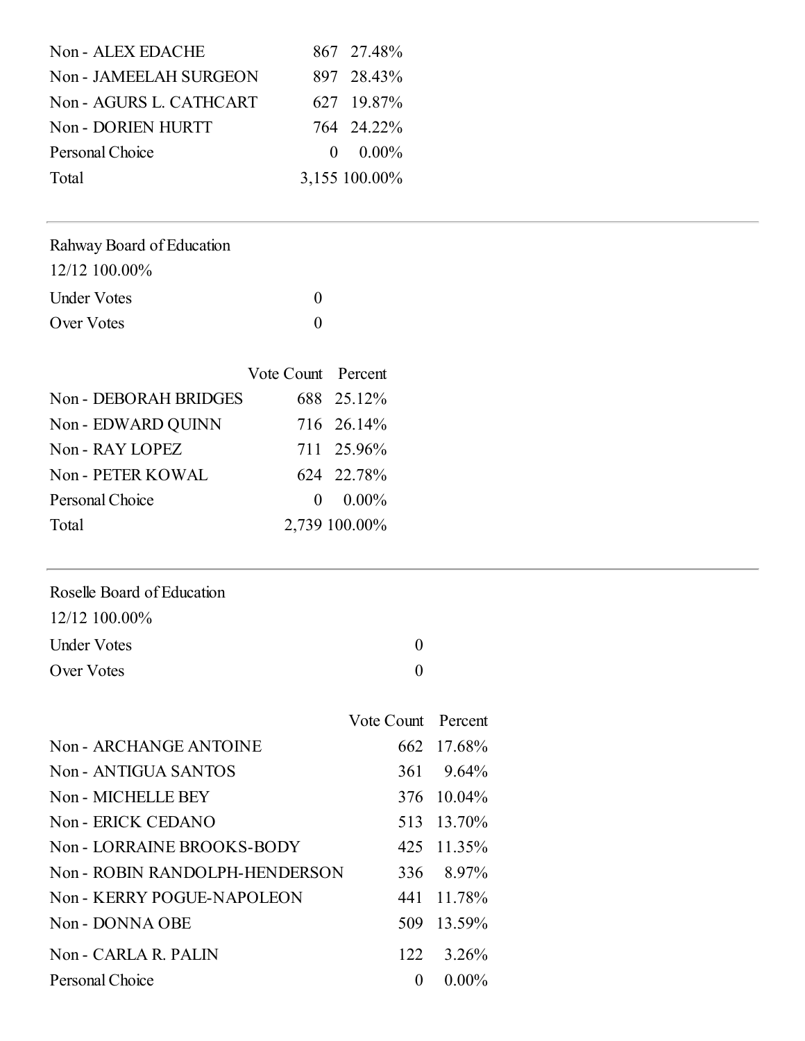| | Vote Count | Percent |
|---|---|---|
| Non - ALEX EDACHE | 867 | 27.48% |
| Non - JAMEELAH SURGEON | 897 | 28.43% |
| Non - AGURS L. CATHCART | 627 | 19.87% |
| Non - DORIEN HURTT | 764 | 24.22% |
| Personal Choice | 0 | 0.00% |
| Total | 3,155 | 100.00% |

---

Rahway Board of Education

12/12 100.00%

| | |
|---|---|
| Under Votes | 0 |
| Over Votes | 0 |

| | Vote Count | Percent |
|---|---|---|
| Non - DEBORAH BRIDGES | 688 | 25.12% |
| Non - EDWARD QUINN | 716 | 26.14% |
| Non - RAY LOPEZ | 711 | 25.96% |
| Non - PETER KOWAL | 624 | 22.78% |
| Personal Choice | 0 | 0.00% |
| Total | 2,739 | 100.00% |

---

Roselle Board of Education

12/12 100.00%

| | |
|---|---|
| Under Votes | 0 |
| Over Votes | 0 |

| | Vote Count | Percent |
|---|---|---|
| Non - ARCHANGE ANTOINE | 662 | 17.68% |
| Non - ANTIGUA SANTOS | 361 | 9.64% |
| Non - MICHELLE BEY | 376 | 10.04% |
| Non - ERICK CEDANO | 513 | 13.70% |
| Non - LORRAINE BROOKS-BODY | 425 | 11.35% |
| Non - ROBIN RANDOLPH-HENDERSON | 336 | 8.97% |
| Non - KERRY POGUE-NAPOLEON | 441 | 11.78% |
| Non - DONNA OBE | 509 | 13.59% |
| Non - CARLA R. PALIN | 122 | 3.26% |
| Personal Choice | 0 | 0.00% |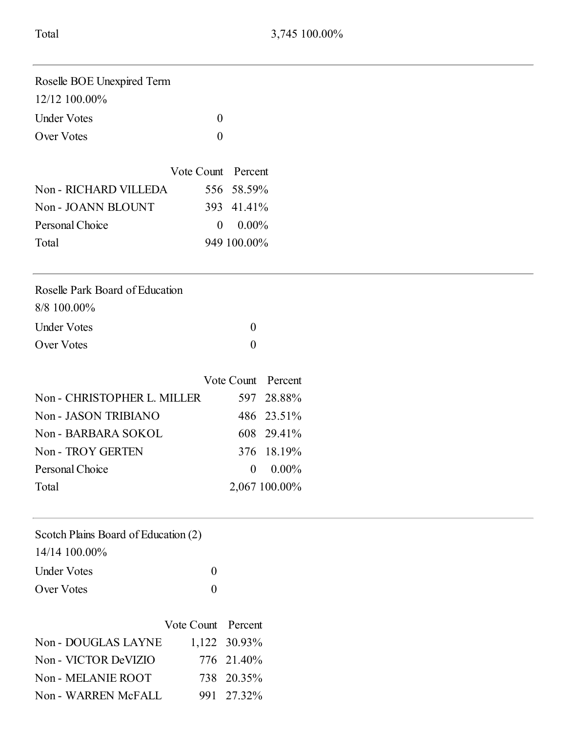| Total | 3,745 100.00% |
|---|---|

---

Roselle BOE Unexpired Term

12/12 100.00%

| Under Votes | 0 |
|---|---|
| Over Votes | 0 |

| | Vote Count | Percent |
|---|---|---|
| Non - RICHARD VILLEDA | 556 | 58.59% |
| Non - JOANN BLOUNT | 393 | 41.41% |
| Personal Choice | 0 | 0.00% |
| Total | 949 | 100.00% |

---

Roselle Park Board of Education

8/8 100.00%

| Under Votes | 0 |
|---|---|
| Over Votes | 0 |

| | Vote Count | Percent |
|---|---|---|
| Non - CHRISTOPHER L. MILLER | 597 | 28.88% |
| Non - JASON TRIBIANO | 486 | 23.51% |
| Non - BARBARA SOKOL | 608 | 29.41% |
| Non - TROY GERTEN | 376 | 18.19% |
| Personal Choice | 0 | 0.00% |
| Total | 2,067 | 100.00% |

---

Scotch Plains Board of Education (2)

14/14 100.00%

| Under Votes | 0 |
|---|---|
| Over Votes | 0 |

| | Vote Count | Percent |
|---|---|---|
| Non - DOUGLAS LAYNE | 1,122 | 30.93% |
| Non - VICTOR DeVIZIO | 776 | 21.40% |
| Non - MELANIE ROOT | 738 | 20.35% |
| Non - WARREN McFALL | 991 | 27.32% |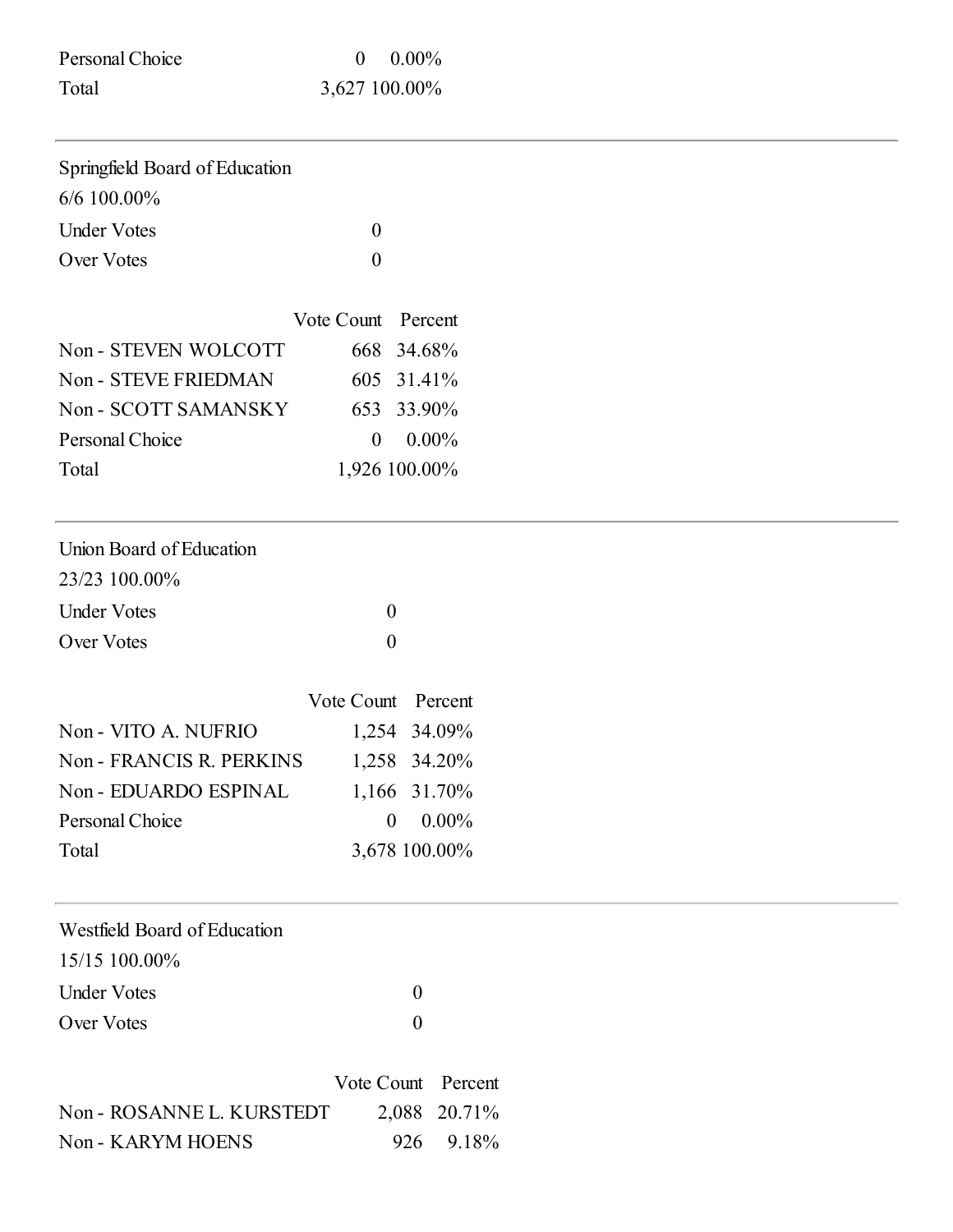| | | |
|---|---|---|
| Personal Choice | 0 | 0.00% |
| Total | 3,627 | 100.00% |

---

Springfield Board of Education

6/6 100.00%

| | |
|---|---|
| Under Votes | 0 |
| Over Votes | 0 |

| | Vote Count | Percent |
|---|---|---|
| Non - STEVEN WOLCOTT | 668 | 34.68% |
| Non - STEVE FRIEDMAN | 605 | 31.41% |
| Non - SCOTT SAMANSKY | 653 | 33.90% |
| Personal Choice | 0 | 0.00% |
| Total | 1,926 | 100.00% |

---

Union Board of Education

23/23 100.00%

| | |
|---|---|
| Under Votes | 0 |
| Over Votes | 0 |

| | Vote Count | Percent |
|---|---|---|
| Non - VITO A. NUFRIO | 1,254 | 34.09% |
| Non - FRANCIS R. PERKINS | 1,258 | 34.20% |
| Non - EDUARDO ESPINAL | 1,166 | 31.70% |
| Personal Choice | 0 | 0.00% |
| Total | 3,678 | 100.00% |

---

Westfield Board of Education

15/15 100.00%

| | |
|---|---|
| Under Votes | 0 |
| Over Votes | 0 |

| | Vote Count | Percent |
|---|---|---|
| Non - ROSANNE L. KURSTEDT | 2,088 | 20.71% |
| Non - KARYM HOENS | 926 | 9.18% |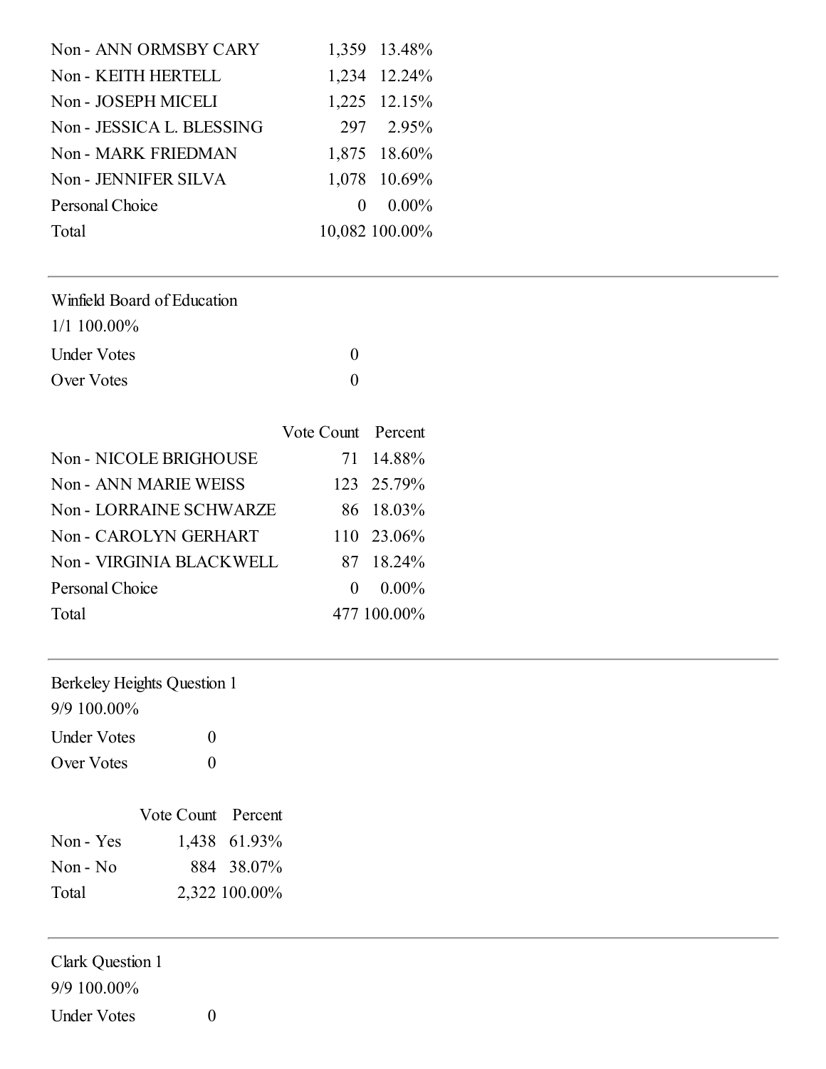| | | |
|---|---|---|
| Non - ANN ORMSBY CARY | 1,359 | 13.48% |
| Non - KEITH HERTELL | 1,234 | 12.24% |
| Non - JOSEPH MICELI | 1,225 | 12.15% |
| Non - JESSICA L. BLESSING | 297 | 2.95% |
| Non - MARK FRIEDMAN | 1,875 | 18.60% |
| Non - JENNIFER SILVA | 1,078 | 10.69% |
| Personal Choice | 0 | 0.00% |
| Total | 10,082 | 100.00% |

---

Winfield Board of Education

1/1 100.00%

| | |
|---|---|
| Under Votes | 0 |
| Over Votes | 0 |

| | Vote Count | Percent |
|---|---|---|
| Non - NICOLE BRIGHOUSE | 71 | 14.88% |
| Non - ANN MARIE WEISS | 123 | 25.79% |
| Non - LORRAINE SCHWARZE | 86 | 18.03% |
| Non - CAROLYN GERHART | 110 | 23.06% |
| Non - VIRGINIA BLACKWELL | 87 | 18.24% |
| Personal Choice | 0 | 0.00% |
| Total | 477 | 100.00% |

---

Berkeley Heights Question 1

9/9 100.00%

| | |
|---|---|
| Under Votes | 0 |
| Over Votes | 0 |

| | Vote Count | Percent |
|---|---|---|
| Non - Yes | 1,438 | 61.93% |
| Non - No | 884 | 38.07% |
| Total | 2,322 | 100.00% |

---

Clark Question 1

9/9 100.00%

| | |
|---|---|
| Under Votes | 0 |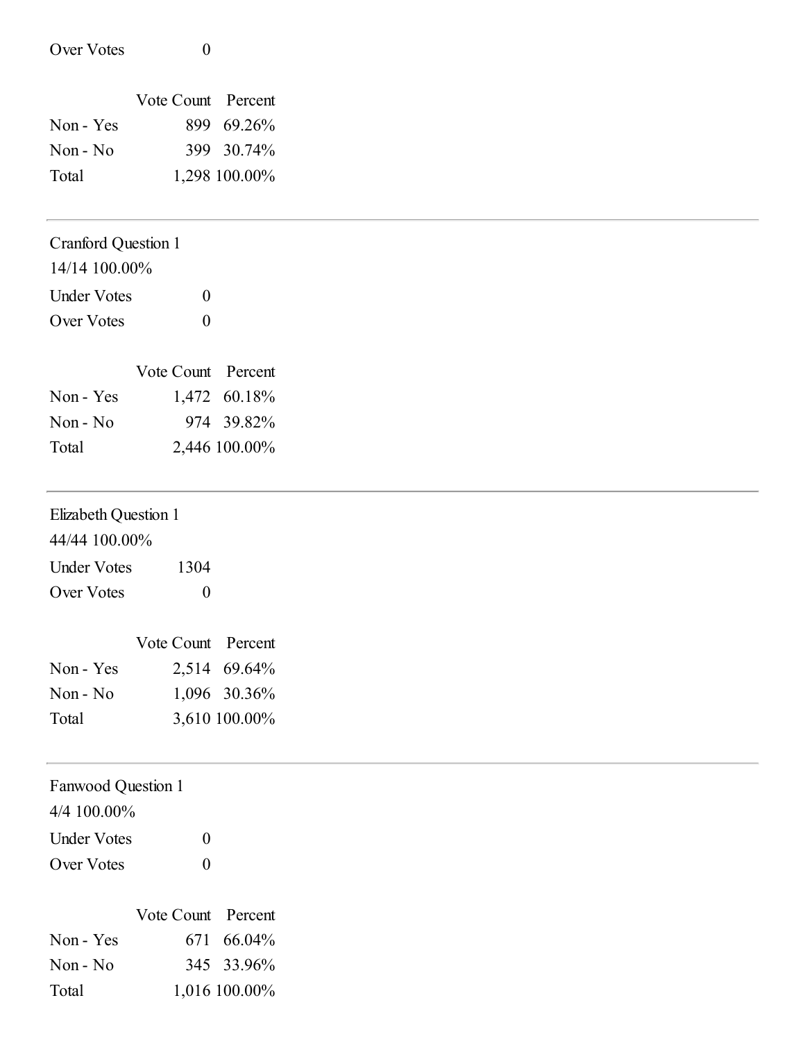Over Votes 0

| | Vote Count | Percent |
|---|---|---|
| Non - Yes | 899 | 69.26% |
| Non - No | 399 | 30.74% |
| Total | 1,298 | 100.00% |

---

Cranford Question 1

14/14 100.00%

Under Votes 0

Over Votes 0

| | Vote Count | Percent |
|---|---|---|
| Non - Yes | 1,472 | 60.18% |
| Non - No | 974 | 39.82% |
| Total | 2,446 | 100.00% |

---

Elizabeth Question 1

44/44 100.00%

Under Votes 1304

Over Votes 0

| | Vote Count | Percent |
|---|---|---|
| Non - Yes | 2,514 | 69.64% |
| Non - No | 1,096 | 30.36% |
| Total | 3,610 | 100.00% |

---

Fanwood Question 1

4/4 100.00%

Under Votes 0

Over Votes 0

| | Vote Count | Percent |
|---|---|---|
| Non - Yes | 671 | 66.04% |
| Non - No | 345 | 33.96% |
| Total | 1,016 | 100.00% |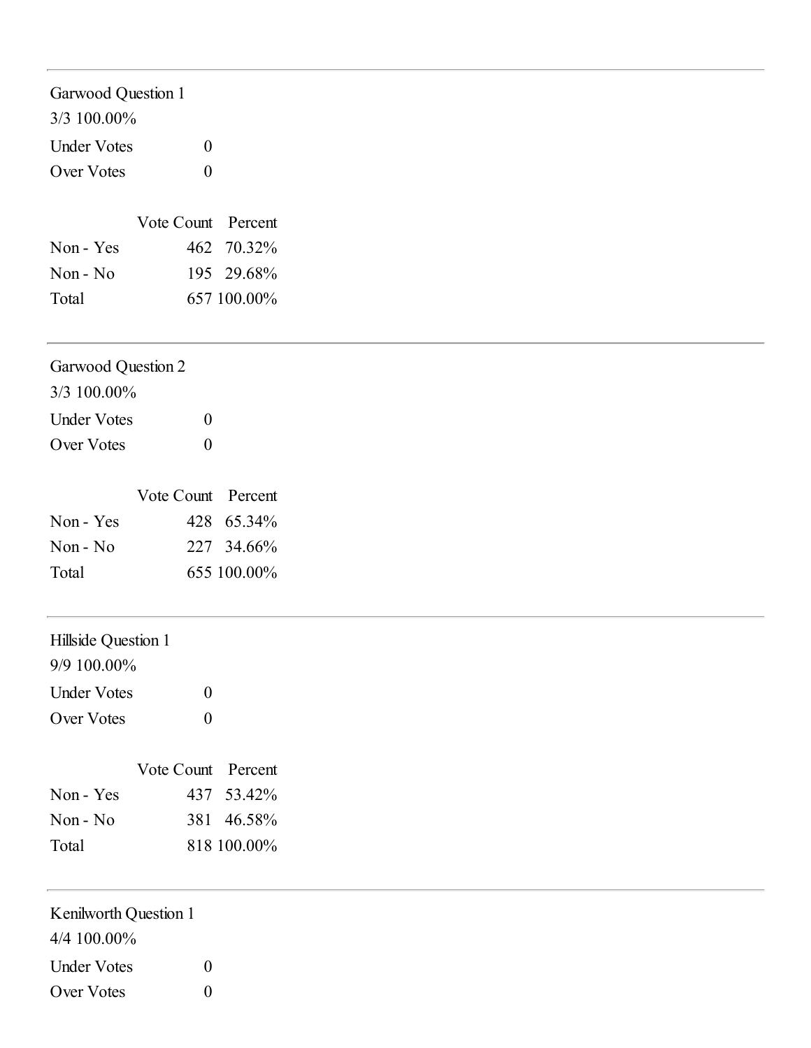Garwood Question 1

3/3 100.00%

| Under Votes | 0 |
|---|---|
| Over Votes | 0 |

| | Vote Count | Percent |
|---|---|---|
| Non - Yes | 462 | 70.32% |
| Non - No | 195 | 29.68% |
| Total | 657 | 100.00% |

Garwood Question 2

3/3 100.00%

| Under Votes | 0 |
|---|---|
| Over Votes | 0 |

| | Vote Count | Percent |
|---|---|---|
| Non - Yes | 428 | 65.34% |
| Non - No | 227 | 34.66% |
| Total | 655 | 100.00% |

Hillside Question 1

9/9 100.00%

| Under Votes | 0 |
|---|---|
| Over Votes | 0 |

| | Vote Count | Percent |
|---|---|---|
| Non - Yes | 437 | 53.42% |
| Non - No | 381 | 46.58% |
| Total | 818 | 100.00% |

Kenilworth Question 1

4/4 100.00%

| Under Votes | 0 |
|---|---|
| Over Votes | 0 |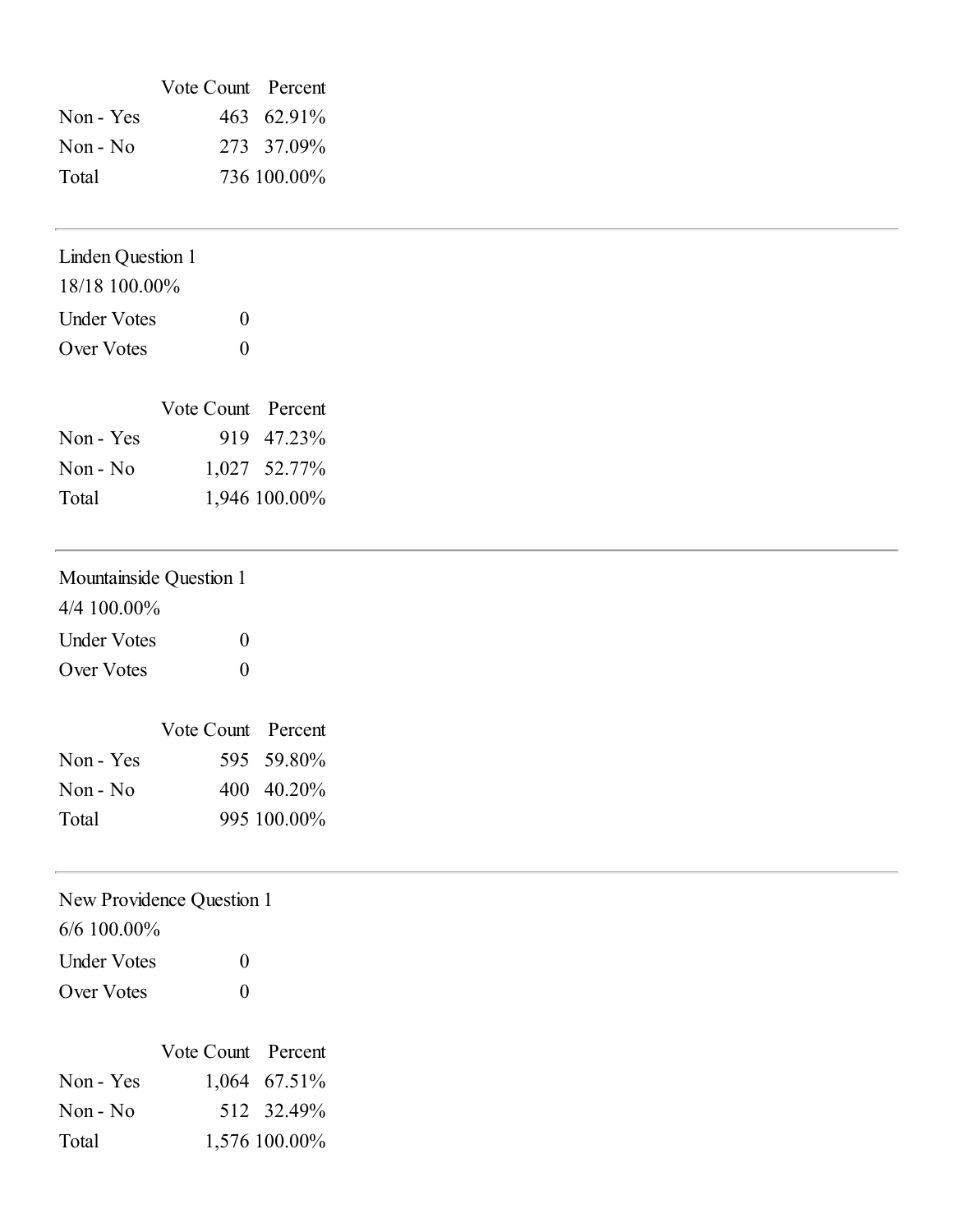| | Vote Count | Percent |
|---|---|---|
| Non - Yes | 463 | 62.91% |
| Non - No | 273 | 37.09% |
| Total | 736 | 100.00% |

---

Linden Question 1

18/18 100.00%

| | |
|---|---|
| Under Votes | 0 |
| Over Votes | 0 |

| | Vote Count | Percent |
|---|---|---|
| Non - Yes | 919 | 47.23% |
| Non - No | 1,027 | 52.77% |
| Total | 1,946 | 100.00% |

---

Mountainside Question 1

4/4 100.00%

| | |
|---|---|
| Under Votes | 0 |
| Over Votes | 0 |

| | Vote Count | Percent |
|---|---|---|
| Non - Yes | 595 | 59.80% |
| Non - No | 400 | 40.20% |
| Total | 995 | 100.00% |

---

New Providence Question 1

6/6 100.00%

| | |
|---|---|
| Under Votes | 0 |
| Over Votes | 0 |

| | Vote Count | Percent |
|---|---|---|
| Non - Yes | 1,064 | 67.51% |
| Non - No | 512 | 32.49% |
| Total | 1,576 | 100.00% |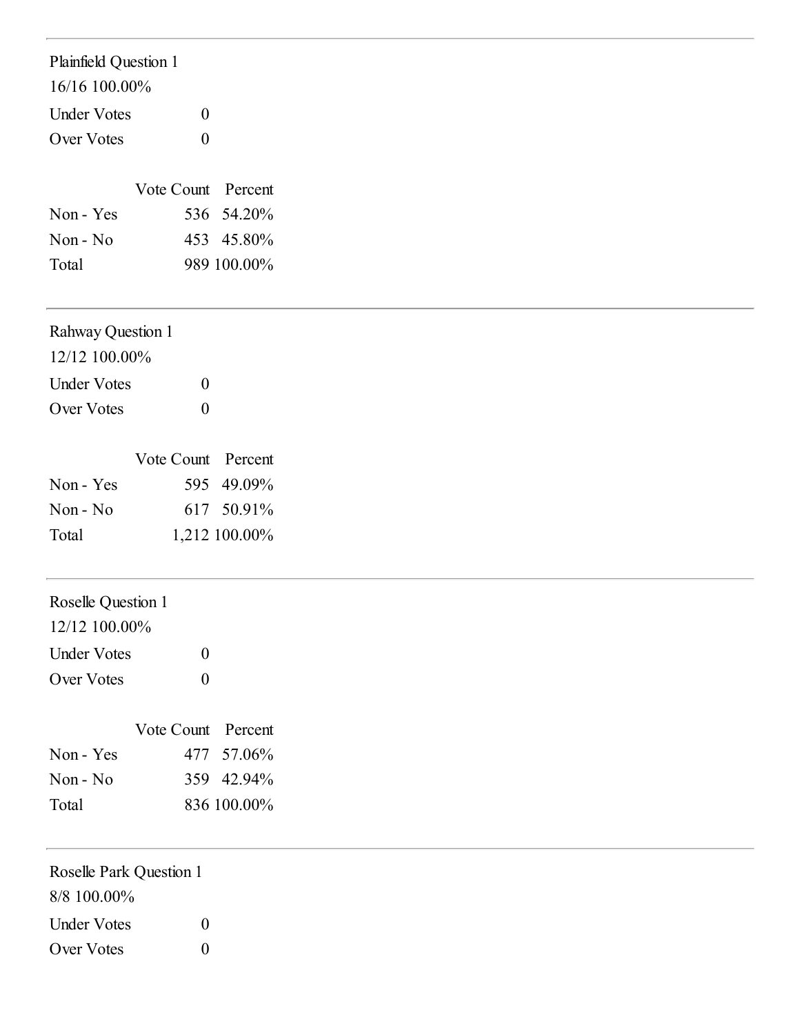---

Plainfield Question 1

16/16 100.00%

| | |
|---|---|
| Under Votes | 0 |
| Over Votes | 0 |

| | Vote Count | Percent |
|---|---|---|
| Non - Yes | 536 | 54.20% |
| Non - No | 453 | 45.80% |
| Total | 989 | 100.00% |

---

Rahway Question 1

12/12 100.00%

| | |
|---|---|
| Under Votes | 0 |
| Over Votes | 0 |

| | Vote Count | Percent |
|---|---|---|
| Non - Yes | 595 | 49.09% |
| Non - No | 617 | 50.91% |
| Total | 1,212 | 100.00% |

---

Roselle Question 1

12/12 100.00%

| | |
|---|---|
| Under Votes | 0 |
| Over Votes | 0 |

| | Vote Count | Percent |
|---|---|---|
| Non - Yes | 477 | 57.06% |
| Non - No | 359 | 42.94% |
| Total | 836 | 100.00% |

---

Roselle Park Question 1

8/8 100.00%

| | |
|---|---|
| Under Votes | 0 |
| Over Votes | 0 |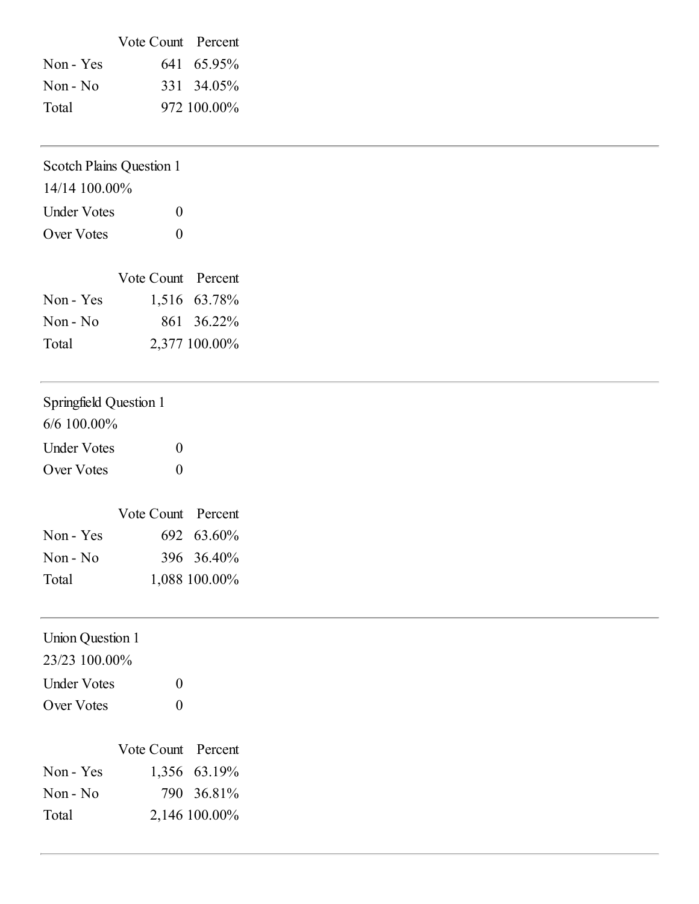| | Vote Count | Percent |
|---|---|---|
| Non - Yes | 641 | 65.95% |
| Non - No | 331 | 34.05% |
| Total | 972 | 100.00% |

---

Scotch Plains Question 1

14/14 100.00%

| | |
|---|---|
| Under Votes | 0 |
| Over Votes | 0 |

| | Vote Count | Percent |
|---|---|---|
| Non - Yes | 1,516 | 63.78% |
| Non - No | 861 | 36.22% |
| Total | 2,377 | 100.00% |

---

Springfield Question 1

6/6 100.00%

| | |
|---|---|
| Under Votes | 0 |
| Over Votes | 0 |

| | Vote Count | Percent |
|---|---|---|
| Non - Yes | 692 | 63.60% |
| Non - No | 396 | 36.40% |
| Total | 1,088 | 100.00% |

---

Union Question 1

23/23 100.00%

| | |
|---|---|
| Under Votes | 0 |
| Over Votes | 0 |

| | Vote Count | Percent |
|---|---|---|
| Non - Yes | 1,356 | 63.19% |
| Non - No | 790 | 36.81% |
| Total | 2,146 | 100.00% |

---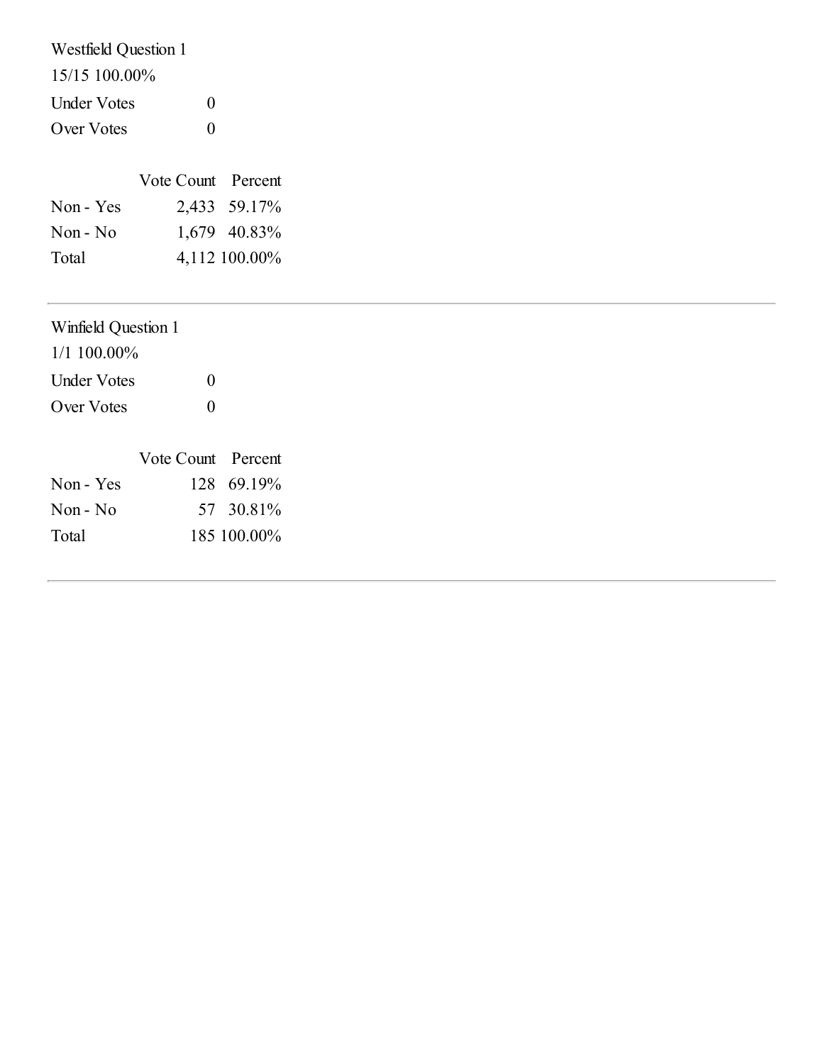Westfield Question 1

15/15 100.00%

| | |
|---|---|
| Under Votes | 0 |
| Over Votes | 0 |

| | Vote Count | Percent |
|---|---|---|
| Non - Yes | 2,433 | 59.17% |
| Non - No | 1,679 | 40.83% |
| Total | 4,112 | 100.00% |

---

Winfield Question 1

1/1 100.00%

| | |
|---|---|
| Under Votes | 0 |
| Over Votes | 0 |

| | Vote Count | Percent |
|---|---|---|
| Non - Yes | 128 | 69.19% |
| Non - No | 57 | 30.81% |
| Total | 185 | 100.00% |

---